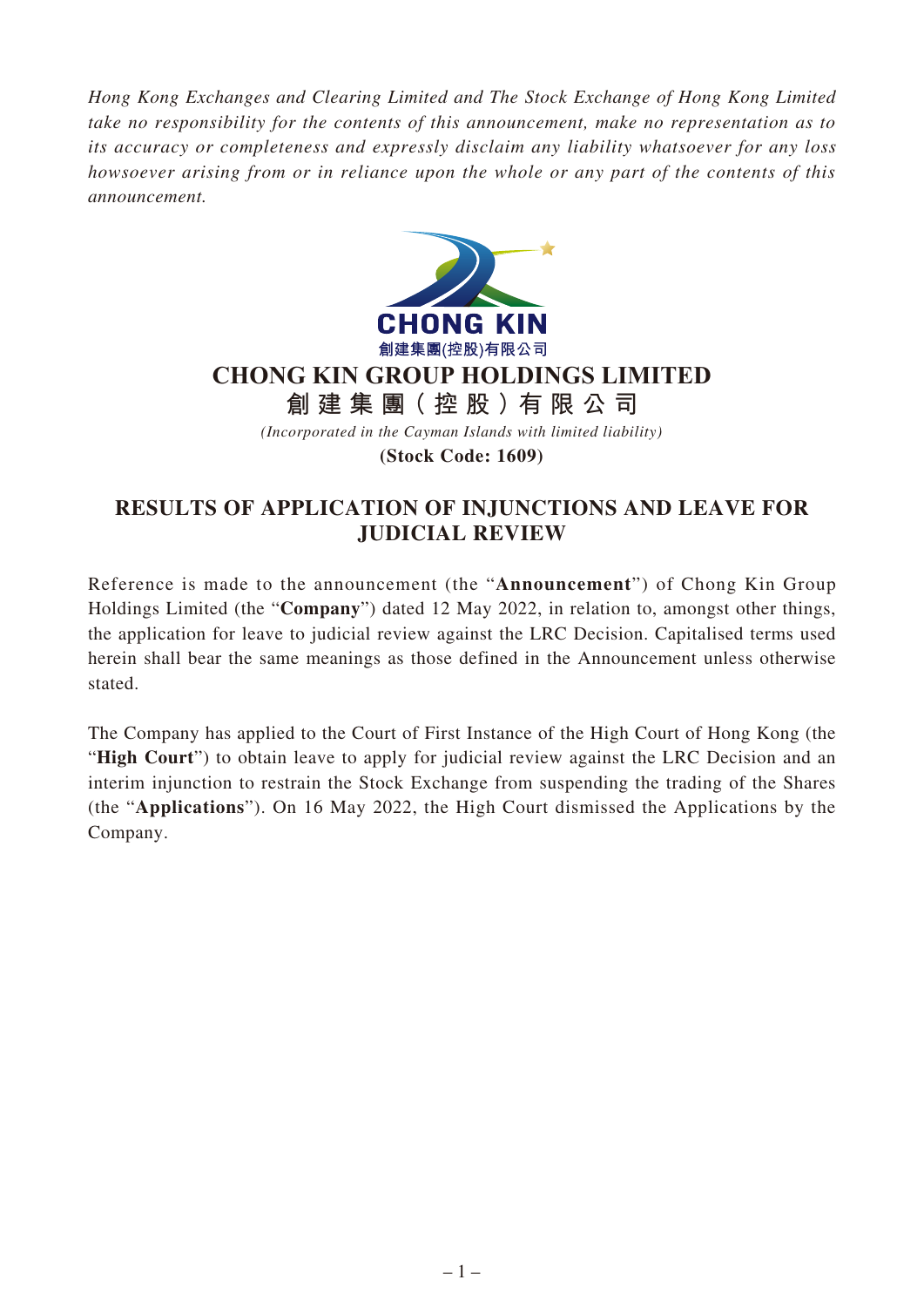*Hong Kong Exchanges and Clearing Limited and The Stock Exchange of Hong Kong Limited take no responsibility for the contents of this announcement, make no representation as to its accuracy or completeness and expressly disclaim any liability whatsoever for any loss howsoever arising from or in reliance upon the whole or any part of the contents of this announcement.*

CHONG KIN
創建集團(控股)有限公司

# CHONG KIN GROUP HOLDINGS LIMITED
# 創建集團（控股）有限公司

*(Incorporated in the Cayman Islands with limited liability)*

**(Stock Code: 1609)**

## RESULTS OF APPLICATION OF INJUNCTIONS AND LEAVE FOR JUDICIAL REVIEW

Reference is made to the announcement (the "**Announcement**") of Chong Kin Group Holdings Limited (the "**Company**") dated 12 May 2022, in relation to, amongst other things, the application for leave to judicial review against the LRC Decision. Capitalised terms used herein shall bear the same meanings as those defined in the Announcement unless otherwise stated.

The Company has applied to the Court of First Instance of the High Court of Hong Kong (the "**High Court**") to obtain leave to apply for judicial review against the LRC Decision and an interim injunction to restrain the Stock Exchange from suspending the trading of the Shares (the "**Applications**"). On 16 May 2022, the High Court dismissed the Applications by the Company.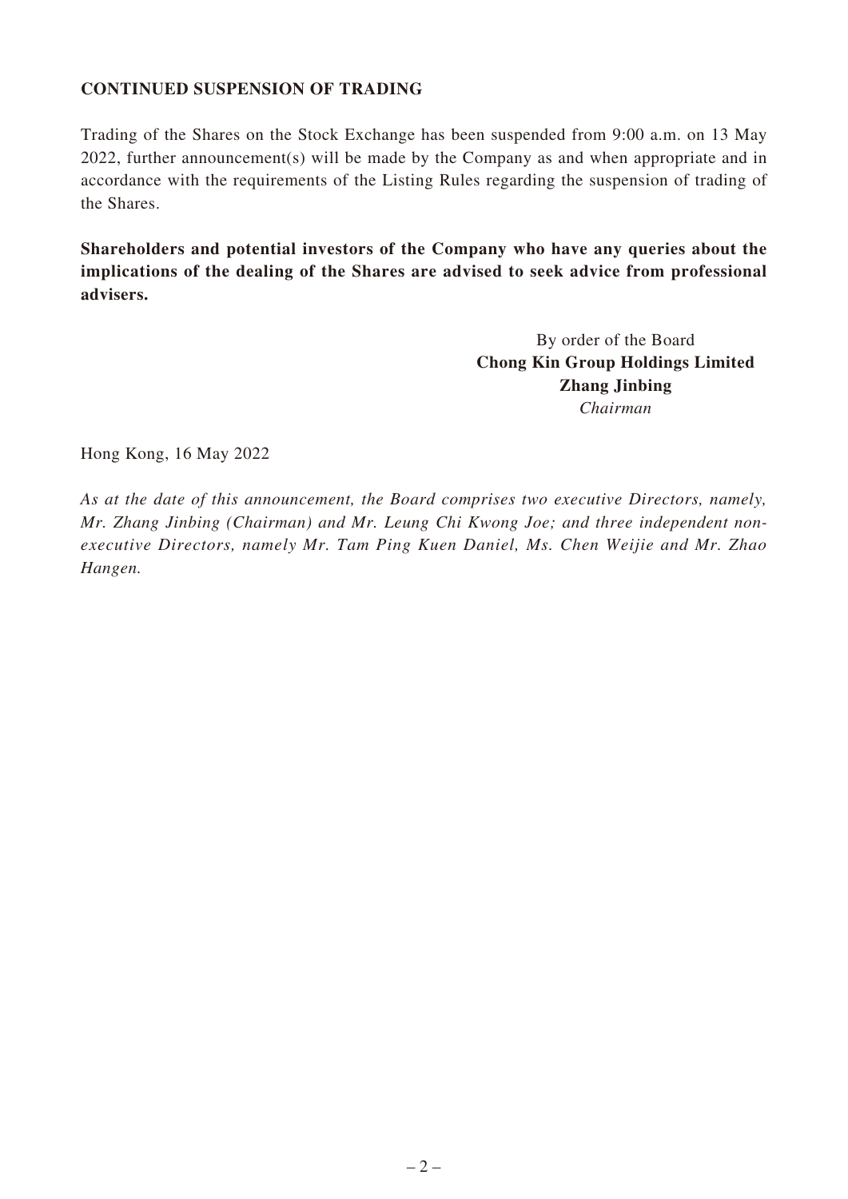**CONTINUED SUSPENSION OF TRADING**

Trading of the Shares on the Stock Exchange has been suspended from 9:00 a.m. on 13 May 2022, further announcement(s) will be made by the Company as and when appropriate and in accordance with the requirements of the Listing Rules regarding the suspension of trading of the Shares.

**Shareholders and potential investors of the Company who have any queries about the implications of the dealing of the Shares are advised to seek advice from professional advisers.**

By order of the Board
**Chong Kin Group Holdings Limited**
**Zhang Jinbing**
*Chairman*

Hong Kong, 16 May 2022

*As at the date of this announcement, the Board comprises two executive Directors, namely, Mr. Zhang Jinbing (Chairman) and Mr. Leung Chi Kwong Joe; and three independent non-executive Directors, namely Mr. Tam Ping Kuen Daniel, Ms. Chen Weijie and Mr. Zhao Hangen.*